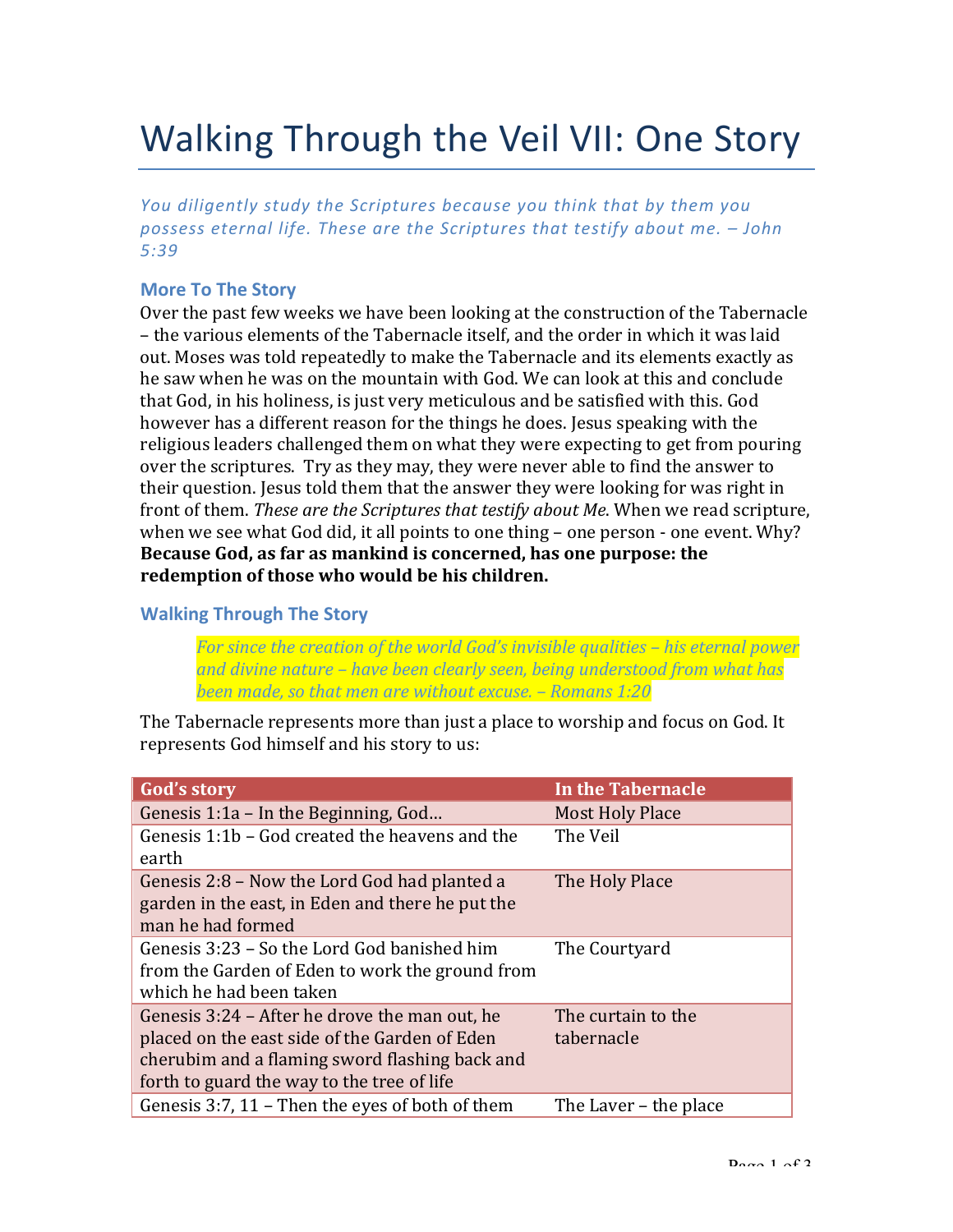# Walking Through the Veil VII: One Story

*You diligently study the Scriptures because you think that by them you possess eternal life. These are the Scriptures that testify about me. – John 5:39*

## More To The Story

Over the past few weeks we have been looking at the construction of the Tabernacle – the various elements of the Tabernacle itself, and the order in which it was laid out. Moses was told repeatedly to make the Tabernacle and its elements exactly as he saw when he was on the mountain with God. We can look at this and conclude that God, in his holiness, is just very meticulous and be satisfied with this. God however has a different reason for the things he does. Jesus speaking with the religious leaders challenged them on what they were expecting to get from pouring over the scriptures. Try as they may, they were never able to find the answer to their question. Jesus told them that the answer they were looking for was right in front of them. *These are the Scriptures that testify about Me*. When we read scripture, when we see what God did, it all points to one thing – one person - one event. Why? **Because God, as far as mankind is concerned, has one purpose: the redemption of those who would be his children.**

## Walking Through The Story

> *For since the creation of the world God's invisible qualities – his eternal power and divine nature – have been clearly seen, being understood from what has been made, so that men are without excuse. – Romans 1:20*

The Tabernacle represents more than just a place to worship and focus on God. It represents God himself and his story to us:

| God's story | In the Tabernacle |
|---|---|
| Genesis 1:1a – In the Beginning, God… | Most Holy Place |
| Genesis 1:1b – God created the heavens and the earth | The Veil |
| Genesis 2:8 – Now the Lord God had planted a garden in the east, in Eden and there he put the man he had formed | The Holy Place |
| Genesis 3:23 – So the Lord God banished him from the Garden of Eden to work the ground from which he had been taken | The Courtyard |
| Genesis 3:24 – After he drove the man out, he placed on the east side of the Garden of Eden cherubim and a flaming sword flashing back and forth to guard the way to the tree of life | The curtain to the tabernacle |
| Genesis 3:7, 11 – Then the eyes of both of them | The Laver – the place |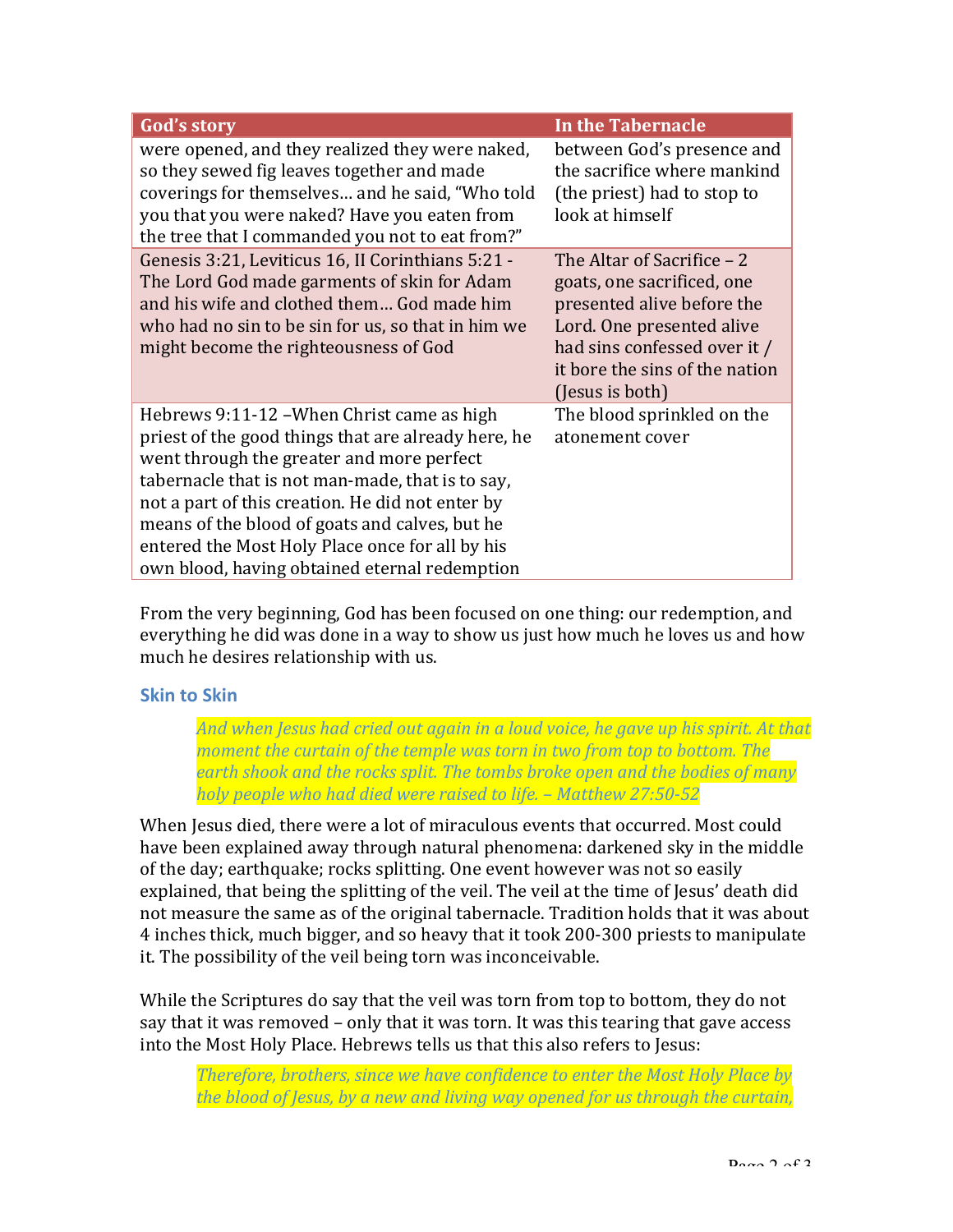| God's story | In the Tabernacle |
| --- | --- |
| were opened, and they realized they were naked, so they sewed fig leaves together and made coverings for themselves… and he said, "Who told you that you were naked? Have you eaten from the tree that I commanded you not to eat from?" | between God's presence and the sacrifice where mankind (the priest) had to stop to look at himself |
| Genesis 3:21, Leviticus 16, II Corinthians 5:21 - The Lord God made garments of skin for Adam and his wife and clothed them… God made him who had no sin to be sin for us, so that in him we might become the righteousness of God | The Altar of Sacrifice – 2 goats, one sacrificed, one presented alive before the Lord. One presented alive had sins confessed over it / it bore the sins of the nation (Jesus is both) |
| Hebrews 9:11-12 –When Christ came as high priest of the good things that are already here, he went through the greater and more perfect tabernacle that is not man-made, that is to say, not a part of this creation. He did not enter by means of the blood of goats and calves, but he entered the Most Holy Place once for all by his own blood, having obtained eternal redemption | The blood sprinkled on the atonement cover |

From the very beginning, God has been focused on one thing: our redemption, and everything he did was done in a way to show us just how much he loves us and how much he desires relationship with us.

### Skin to Skin

> *And when Jesus had cried out again in a loud voice, he gave up his spirit. At that moment the curtain of the temple was torn in two from top to bottom. The earth shook and the rocks split. The tombs broke open and the bodies of many holy people who had died were raised to life. – Matthew 27:50-52*

When Jesus died, there were a lot of miraculous events that occurred. Most could have been explained away through natural phenomena: darkened sky in the middle of the day; earthquake; rocks splitting. One event however was not so easily explained, that being the splitting of the veil. The veil at the time of Jesus' death did not measure the same as of the original tabernacle. Tradition holds that it was about 4 inches thick, much bigger, and so heavy that it took 200-300 priests to manipulate it. The possibility of the veil being torn was inconceivable.

While the Scriptures do say that the veil was torn from top to bottom, they do not say that it was removed – only that it was torn. It was this tearing that gave access into the Most Holy Place. Hebrews tells us that this also refers to Jesus:

> *Therefore, brothers, since we have confidence to enter the Most Holy Place by the blood of Jesus, by a new and living way opened for us through the curtain,*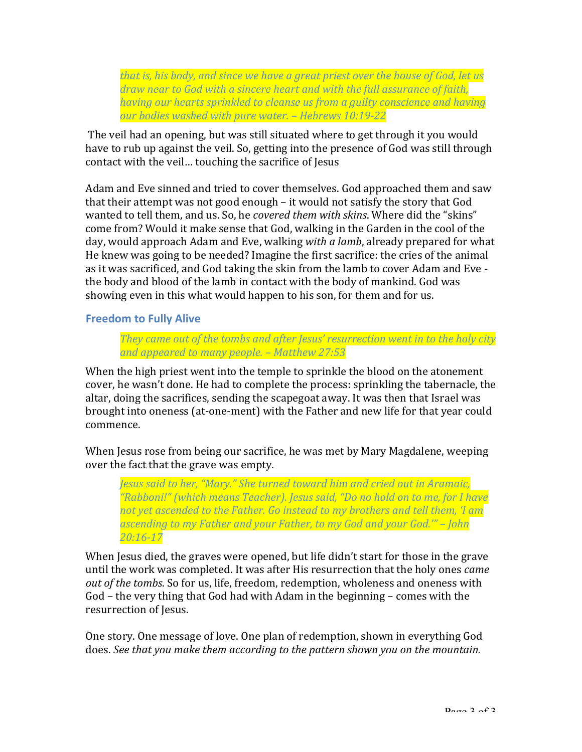> *that is, his body, and since we have a great priest over the house of God, let us draw near to God with a sincere heart and with the full assurance of faith, having our hearts sprinkled to cleanse us from a guilty conscience and having our bodies washed with pure water. – Hebrews 10:19-22*

The veil had an opening, but was still situated where to get through it you would have to rub up against the veil. So, getting into the presence of God was still through contact with the veil… touching the sacrifice of Jesus

Adam and Eve sinned and tried to cover themselves. God approached them and saw that their attempt was not good enough – it would not satisfy the story that God wanted to tell them, and us. So, he *covered them with skins*. Where did the "skins" come from? Would it make sense that God, walking in the Garden in the cool of the day, would approach Adam and Eve, walking *with a lamb*, already prepared for what He knew was going to be needed? Imagine the first sacrifice: the cries of the animal as it was sacrificed, and God taking the skin from the lamb to cover Adam and Eve - the body and blood of the lamb in contact with the body of mankind. God was showing even in this what would happen to his son, for them and for us.

## Freedom to Fully Alive

> *They came out of the tombs and after Jesus' resurrection went in to the holy city and appeared to many people. – Matthew 27:53*

When the high priest went into the temple to sprinkle the blood on the atonement cover, he wasn't done. He had to complete the process: sprinkling the tabernacle, the altar, doing the sacrifices, sending the scapegoat away. It was then that Israel was brought into oneness (at-one-ment) with the Father and new life for that year could commence.

When Jesus rose from being our sacrifice, he was met by Mary Magdalene, weeping over the fact that the grave was empty.

> *Jesus said to her, "Mary." She turned toward him and cried out in Aramaic, "Rabboni!" (which means Teacher). Jesus said, "Do no hold on to me, for I have not yet ascended to the Father. Go instead to my brothers and tell them, 'I am ascending to my Father and your Father, to my God and your God.'" – John 20:16-17*

When Jesus died, the graves were opened, but life didn't start for those in the grave until the work was completed. It was after His resurrection that the holy ones *came out of the tombs*. So for us, life, freedom, redemption, wholeness and oneness with God – the very thing that God had with Adam in the beginning – comes with the resurrection of Jesus.

One story. One message of love. One plan of redemption, shown in everything God does. *See that you make them according to the pattern shown you on the mountain.*